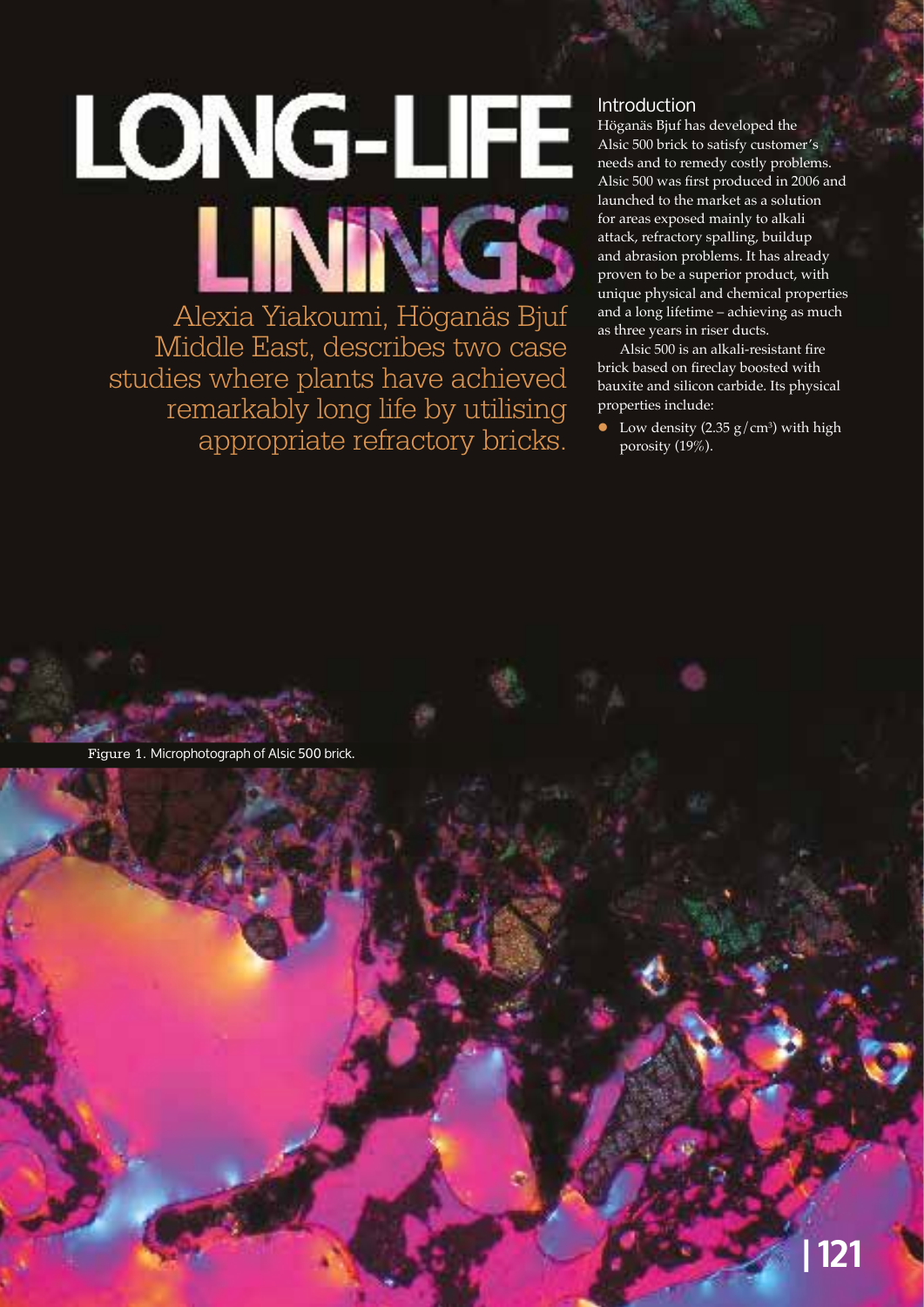# LONG-LIFE LININGS

Alexia Yiakoumi, Höganäs Bjuf Middle East, describes two case studies where plants have achieved remarkably long life by utilising appropriate refractory bricks.

## Introduction

Höganäs Bjuf has developed the Alsic 500 brick to satisfy customer's needs and to remedy costly problems. Alsic 500 was first produced in 2006 and launched to the market as a solution for areas exposed mainly to alkali attack, refractory spalling, buildup and abrasion problems. It has already proven to be a superior product, with unique physical and chemical properties and a long lifetime – achieving as much as three years in riser ducts.

Alsic 500 is an alkali-resistant fire brick based on fireclay boosted with bauxite and silicon carbide. Its physical properties include:

- Low density (2.35 $g/cm^3$) with high porosity (19%).

Figure 1. Microphotograph of Alsic 500 brick.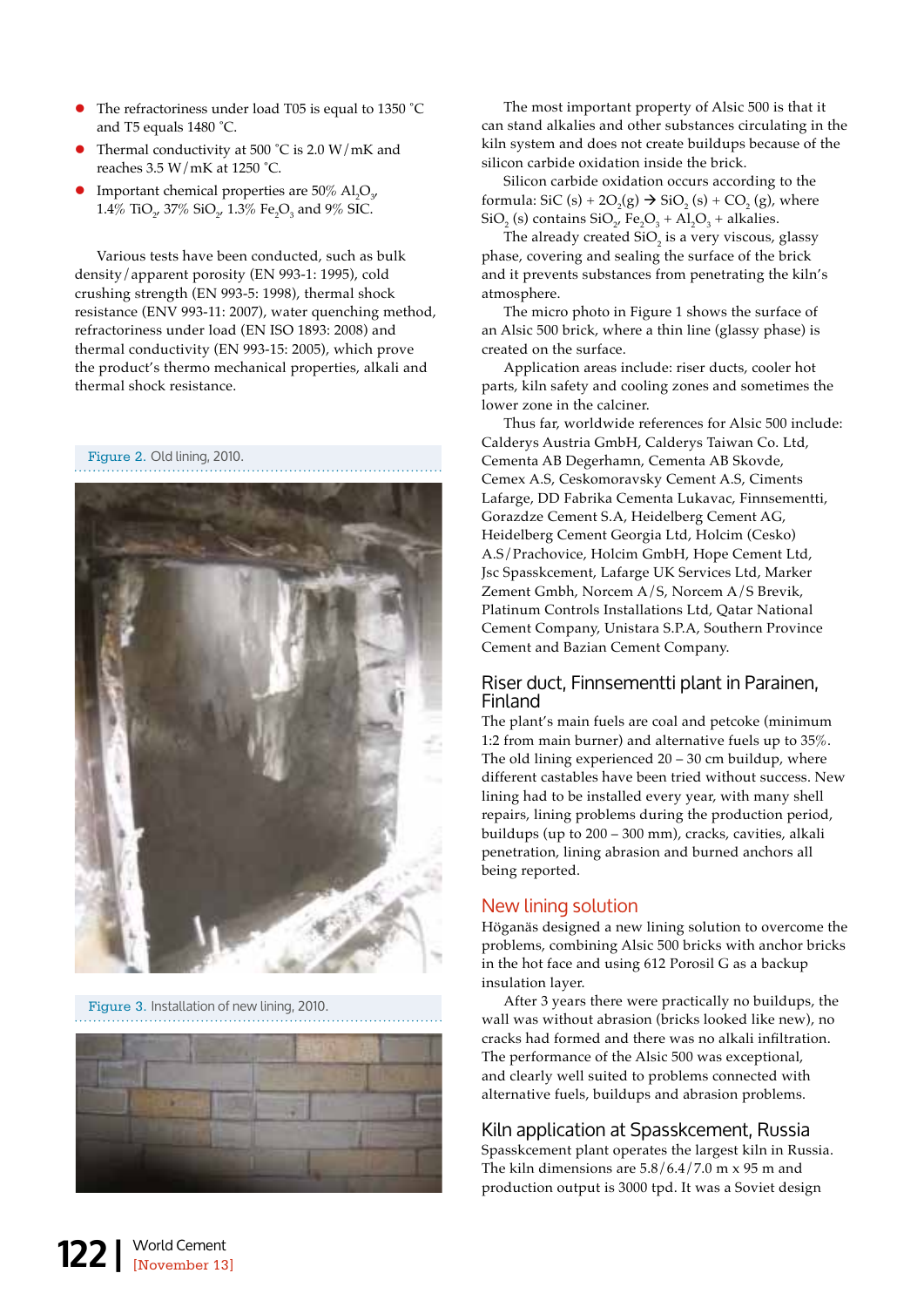- The refractoriness under load T05 is equal to 1350 °C and T5 equals 1480 °C.
- Thermal conductivity at 500 °C is 2.0 W/mK and reaches 3.5 W/mK at 1250 °C.
- Important chemical properties are 50% $Al_2O_3$, 1.4% $TiO_2$, 37% $SiO_2$, 1.3% $Fe_2O_3$ and 9% SIC.

Various tests have been conducted, such as bulk density/apparent porosity (EN 993-1: 1995), cold crushing strength (EN 993-5: 1998), thermal shock resistance (ENV 993-11: 2007), water quenching method, refractoriness under load (EN ISO 1893: 2008) and thermal conductivity (EN 993-15: 2005), which prove the product's thermo mechanical properties, alkali and thermal shock resistance.

Figure 2. Old lining, 2010.

Figure 3. Installation of new lining, 2010.

The most important property of Alsic 500 is that it can stand alkalies and other substances circulating in the kiln system and does not create buildups because of the silicon carbide oxidation inside the brick.

Silicon carbide oxidation occurs according to the formula: $SiC\ (s) + 2O_2(g) \rightarrow SiO_2\ (s) + CO_2\ (g)$, where $SiO_2$ (s) contains $SiO_2$, $Fe_2O_3$ + $Al_2O_3$ + alkalies.

The already created $SiO_2$ is a very viscous, glassy phase, covering and sealing the surface of the brick and it prevents substances from penetrating the kiln's atmosphere.

The micro photo in Figure 1 shows the surface of an Alsic 500 brick, where a thin line (glassy phase) is created on the surface.

Application areas include: riser ducts, cooler hot parts, kiln safety and cooling zones and sometimes the lower zone in the calciner.

Thus far, worldwide references for Alsic 500 include: Calderys Austria GmbH, Calderys Taiwan Co. Ltd, Cementa AB Degerhamn, Cementa AB Skovde, Cemex A.S, Ceskomoravsky Cement A.S, Ciments Lafarge, DD Fabrika Cementa Lukavac, Finnsementti, Gorazdze Cement S.A, Heidelberg Cement AG, Heidelberg Cement Georgia Ltd, Holcim (Cesko) A.S/Prachovice, Holcim GmbH, Hope Cement Ltd, Jsc Spasskcement, Lafarge UK Services Ltd, Marker Zement Gmbh, Norcem A/S, Norcem A/S Brevik, Platinum Controls Installations Ltd, Qatar National Cement Company, Unistara S.P.A, Southern Province Cement and Bazian Cement Company.

## Riser duct, Finnsementti plant in Parainen, Finland

The plant's main fuels are coal and petcoke (minimum 1:2 from main burner) and alternative fuels up to 35%. The old lining experienced 20 – 30 cm buildup, where different castables have been tried without success. New lining had to be installed every year, with many shell repairs, lining problems during the production period, buildups (up to 200 – 300 mm), cracks, cavities, alkali penetration, lining abrasion and burned anchors all being reported.

## New lining solution

Höganäs designed a new lining solution to overcome the problems, combining Alsic 500 bricks with anchor bricks in the hot face and using 612 Porosil G as a backup insulation layer.

After 3 years there were practically no buildups, the wall was without abrasion (bricks looked like new), no cracks had formed and there was no alkali infiltration. The performance of the Alsic 500 was exceptional, and clearly well suited to problems connected with alternative fuels, buildups and abrasion problems.

## Kiln application at Spasskcement, Russia

Spasskcement plant operates the largest kiln in Russia. The kiln dimensions are 5.8/6.4/7.0 m x 95 m and production output is 3000 tpd. It was a Soviet design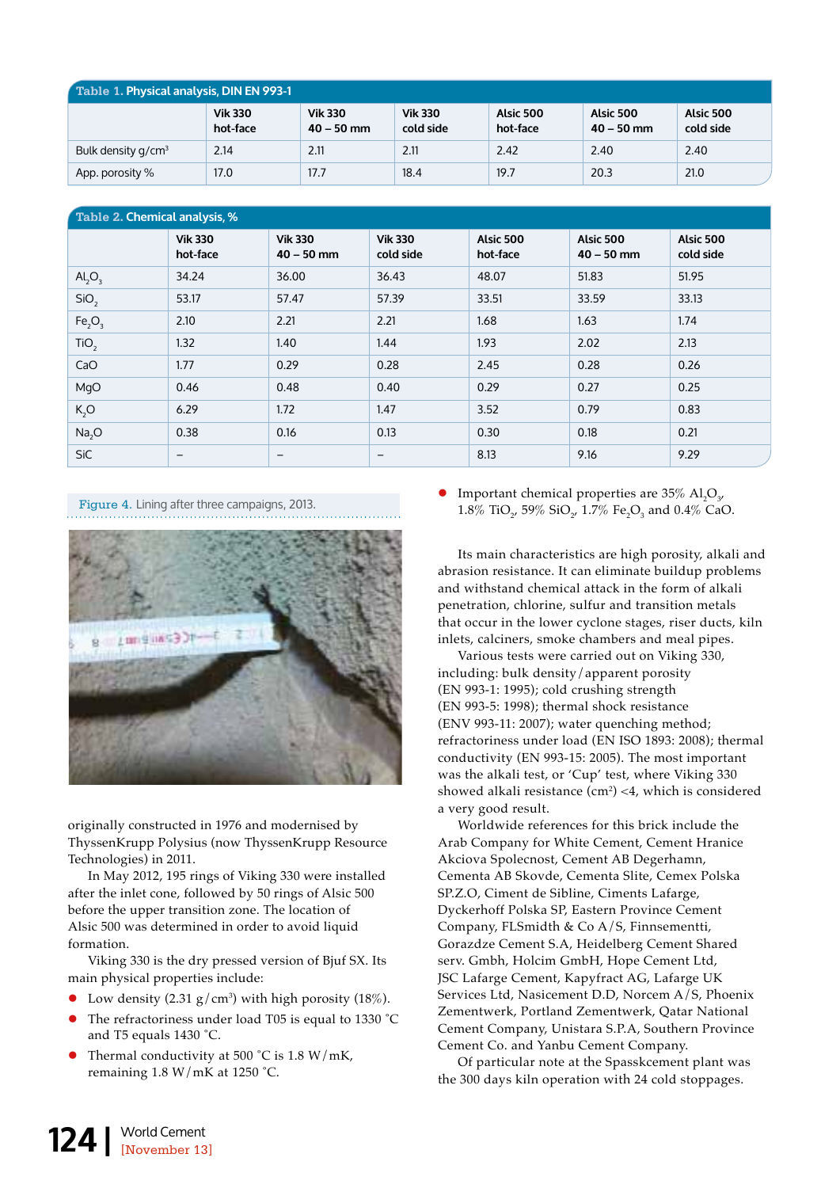**Table 1.** Physical analysis, DIN EN 993-1

| | Vik 330 hot-face | Vik 330 40 – 50 mm | Vik 330 cold side | Alsic 500 hot-face | Alsic 500 40 – 50 mm | Alsic 500 cold side |
|---|---|---|---|---|---|---|
| Bulk density g/cm$^3$ | 2.14 | 2.11 | 2.11 | 2.42 | 2.40 | 2.40 |
| App. porosity % | 17.0 | 17.7 | 18.4 | 19.7 | 20.3 | 21.0 |

**Table 2.** Chemical analysis, %

| | Vik 330 hot-face | Vik 330 40 – 50 mm | Vik 330 cold side | Alsic 500 hot-face | Alsic 500 40 – 50 mm | Alsic 500 cold side |
|---|---|---|---|---|---|---|
| $Al_2O_3$ | 34.24 | 36.00 | 36.43 | 48.07 | 51.83 | 51.95 |
| $SiO_2$ | 53.17 | 57.47 | 57.39 | 33.51 | 33.59 | 33.13 |
| $Fe_2O_3$ | 2.10 | 2.21 | 2.21 | 1.68 | 1.63 | 1.74 |
| $TiO_2$ | 1.32 | 1.40 | 1.44 | 1.93 | 2.02 | 2.13 |
| CaO | 1.77 | 0.29 | 0.28 | 2.45 | 0.28 | 0.26 |
| MgO | 0.46 | 0.48 | 0.40 | 0.29 | 0.27 | 0.25 |
| $K_2O$ | 6.29 | 1.72 | 1.47 | 3.52 | 0.79 | 0.83 |
| $Na_2O$ | 0.38 | 0.16 | 0.13 | 0.30 | 0.18 | 0.21 |
| SiC | – | – | – | 8.13 | 9.16 | 9.29 |

**Figure 4.** Lining after three campaigns, 2013.

originally constructed in 1976 and modernised by ThyssenKrupp Polysius (now ThyssenKrupp Resource Technologies) in 2011.

In May 2012, 195 rings of Viking 330 were installed after the inlet cone, followed by 50 rings of Alsic 500 before the upper transition zone. The location of Alsic 500 was determined in order to avoid liquid formation.

Viking 330 is the dry pressed version of Bjuf SX. Its main physical properties include:

- Low density (2.31 g/cm$^3$) with high porosity (18%).
- The refractoriness under load T05 is equal to 1330 °C and T5 equals 1430 °C.
- Thermal conductivity at 500 °C is 1.8 W/mK, remaining 1.8 W/mK at 1250 °C.
- Important chemical properties are 35% $Al_2O_3$, 1.8% $TiO_2$, 59% $SiO_2$, 1.7% $Fe_2O_3$ and 0.4% CaO.

Its main characteristics are high porosity, alkali and abrasion resistance. It can eliminate buildup problems and withstand chemical attack in the form of alkali penetration, chlorine, sulfur and transition metals that occur in the lower cyclone stages, riser ducts, kiln inlets, calciners, smoke chambers and meal pipes.

Various tests were carried out on Viking 330, including: bulk density/apparent porosity (EN 993-1: 1995); cold crushing strength (EN 993-5: 1998); thermal shock resistance (ENV 993-11: 2007); water quenching method; refractoriness under load (EN ISO 1893: 2008); thermal conductivity (EN 993-15: 2005). The most important was the alkali test, or 'Cup' test, where Viking 330 showed alkali resistance (cm$^2$) <4, which is considered a very good result.

Worldwide references for this brick include the Arab Company for White Cement, Cement Hranice Akciova Spolecnost, Cement AB Degerhamn, Cementa AB Skovde, Cementa Slite, Cemex Polska SP.Z.O, Ciment de Sibline, Ciments Lafarge, Dyckerhoff Polska SP, Eastern Province Cement Company, FLSmidth & Co A/S, Finnsementti, Gorazdze Cement S.A, Heidelberg Cement Shared serv. Gmbh, Holcim GmbH, Hope Cement Ltd, JSC Lafarge Cement, Kapyfract AG, Lafarge UK Services Ltd, Nasicement D.D, Norcem A/S, Phoenix Zementwerk, Portland Zementwerk, Qatar National Cement Company, Unistara S.P.A, Southern Province Cement Co. and Yanbu Cement Company.

Of particular note at the Spasskcement plant was the 300 days kiln operation with 24 cold stoppages.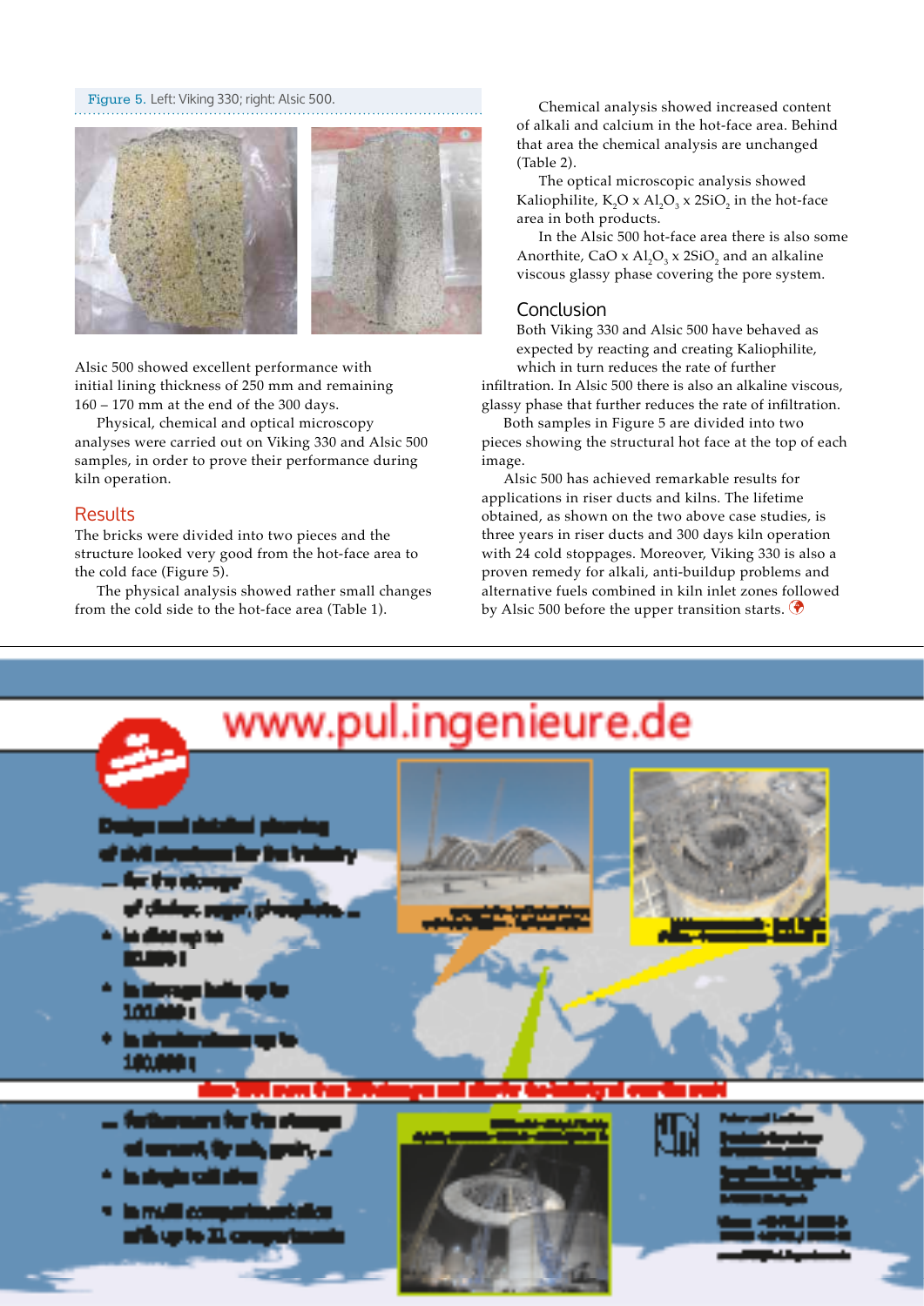Figure 5. Left: Viking 330; right: Alsic 500.

Alsic 500 showed excellent performance with initial lining thickness of 250 mm and remaining 160 – 170 mm at the end of the 300 days.

Physical, chemical and optical microscopy analyses were carried out on Viking 330 and Alsic 500 samples, in order to prove their performance during kiln operation.

## Results

The bricks were divided into two pieces and the structure looked very good from the hot-face area to the cold face (Figure 5).

The physical analysis showed rather small changes from the cold side to the hot-face area (Table 1).

Chemical analysis showed increased content of alkali and calcium in the hot-face area. Behind that area the chemical analysis are unchanged (Table 2).

The optical microscopic analysis showed Kaliophilite, $K_2O$ x $Al_2O_3$ x $2SiO_2$ in the hot-face area in both products.

In the Alsic 500 hot-face area there is also some Anorthite, $CaO$ x $Al_2O_3$ x $2SiO_2$ and an alkaline viscous glassy phase covering the pore system.

## Conclusion

Both Viking 330 and Alsic 500 have behaved as expected by reacting and creating Kaliophilite, which in turn reduces the rate of further infiltration. In Alsic 500 there is also an alkaline viscous, glassy phase that further reduces the rate of infiltration.

Both samples in Figure 5 are divided into two pieces showing the structural hot face at the top of each image.

Alsic 500 has achieved remarkable results for applications in riser ducts and kilns. The lifetime obtained, as shown on the two above case studies, is three years in riser ducts and 300 days kiln operation with 24 cold stoppages. Moreover, Viking 330 is also a proven remedy for alkali, anti-buildup problems and alternative fuels combined in kiln inlet zones followed by Alsic 500 before the upper transition starts.

www.pul.ingenieure.de